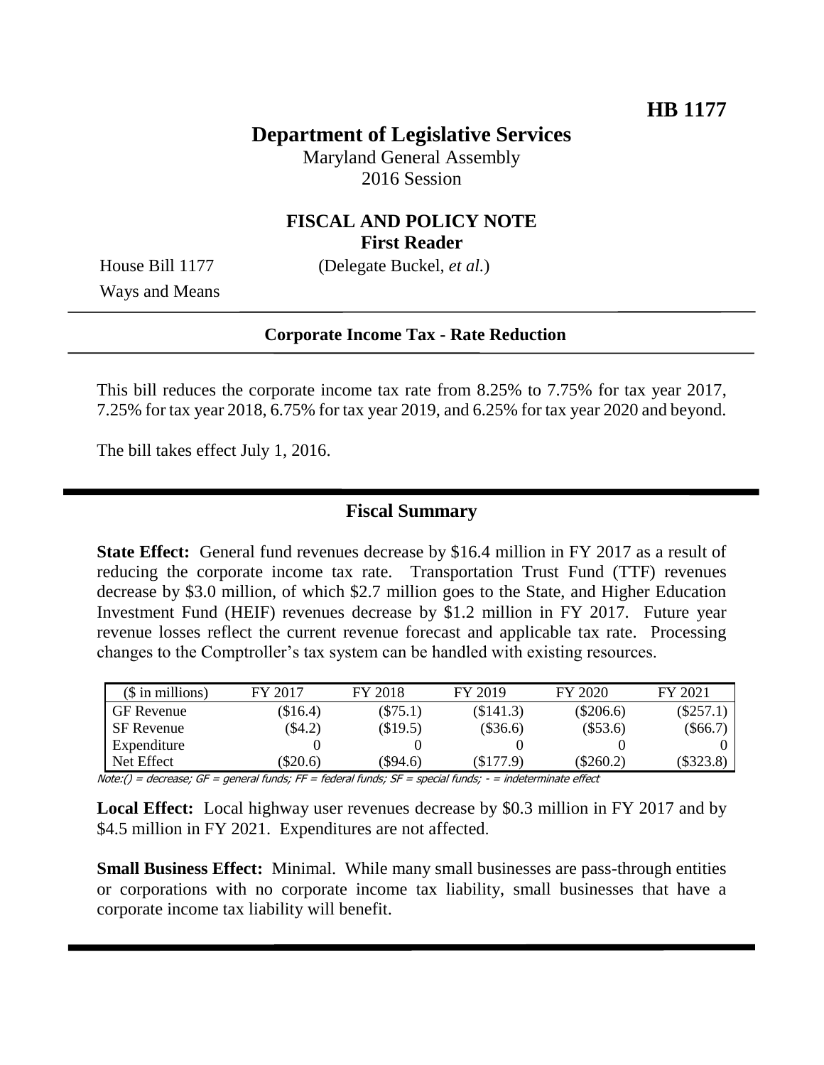**HB 1177**

# Department of Legislative Services

Maryland General Assembly
2016 Session

## FISCAL AND POLICY NOTE
**First Reader**

House Bill 1177 (Delegate Buckel, *et al.*)
Ways and Means

**Corporate Income Tax - Rate Reduction**

This bill reduces the corporate income tax rate from 8.25% to 7.75% for tax year 2017, 7.25% for tax year 2018, 6.75% for tax year 2019, and 6.25% for tax year 2020 and beyond.

The bill takes effect July 1, 2016.

## Fiscal Summary

**State Effect:** General fund revenues decrease by $16.4 million in FY 2017 as a result of reducing the corporate income tax rate. Transportation Trust Fund (TTF) revenues decrease by $3.0 million, of which $2.7 million goes to the State, and Higher Education Investment Fund (HEIF) revenues decrease by $1.2 million in FY 2017. Future year revenue losses reflect the current revenue forecast and applicable tax rate. Processing changes to the Comptroller's tax system can be handled with existing resources.

| ($ in millions) | FY 2017 | FY 2018 | FY 2019 | FY 2020 | FY 2021 |
|---|---|---|---|---|---|
| GF Revenue | ($16.4) | ($75.1) | ($141.3) | ($206.6) | ($257.1) |
| SF Revenue | ($4.2) | ($19.5) | ($36.6) | ($53.6) | ($66.7) |
| Expenditure | 0 | 0 | 0 | 0 | 0 |
| Net Effect | ($20.6) | ($94.6) | ($177.9) | ($260.2) | ($323.8) |

Note:() = decrease; GF = general funds; FF = federal funds; SF = special funds; - = indeterminate effect

**Local Effect:** Local highway user revenues decrease by $0.3 million in FY 2017 and by $4.5 million in FY 2021. Expenditures are not affected.

**Small Business Effect:** Minimal. While many small businesses are pass-through entities or corporations with no corporate income tax liability, small businesses that have a corporate income tax liability will benefit.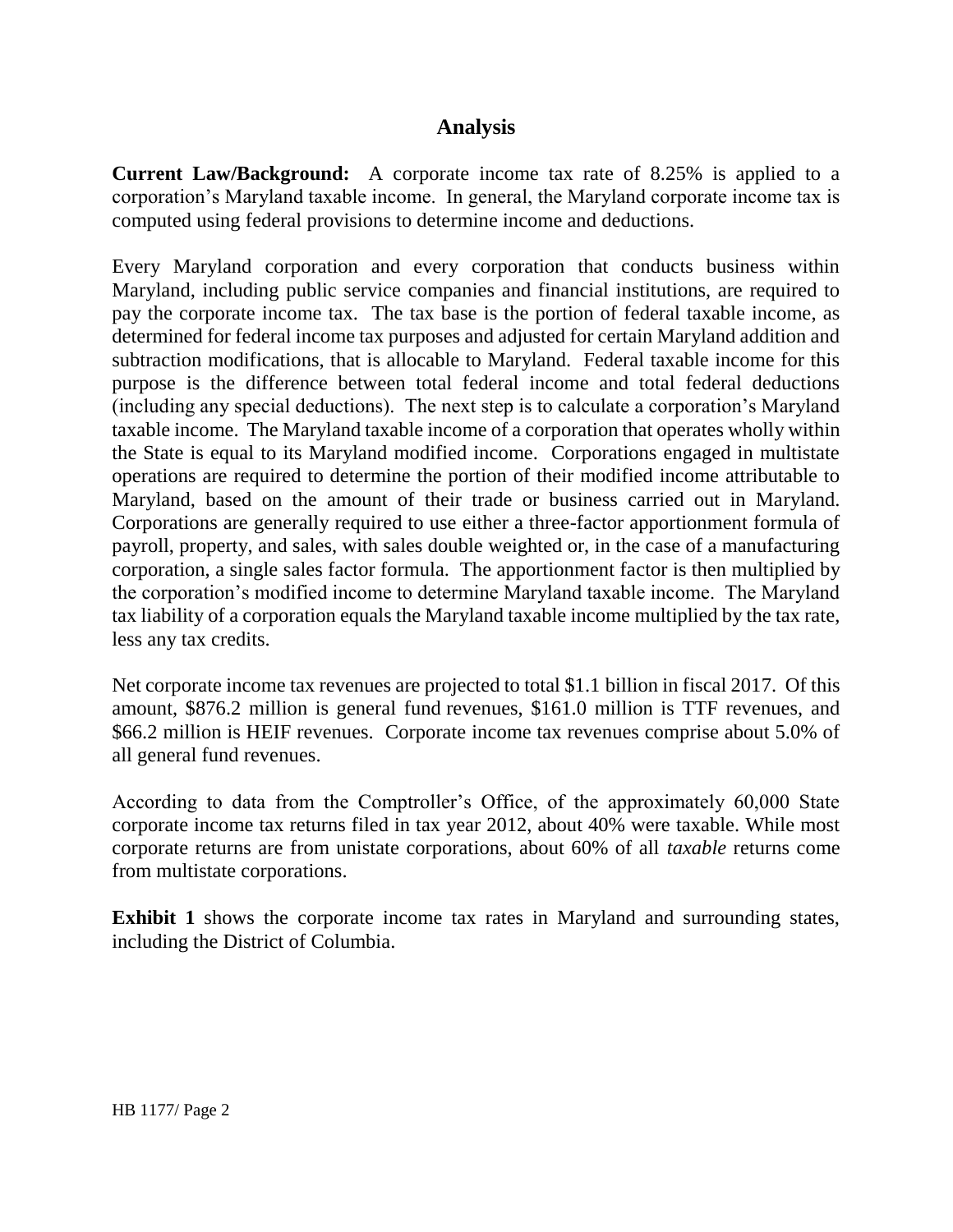## Analysis

**Current Law/Background:** A corporate income tax rate of 8.25% is applied to a corporation's Maryland taxable income. In general, the Maryland corporate income tax is computed using federal provisions to determine income and deductions.

Every Maryland corporation and every corporation that conducts business within Maryland, including public service companies and financial institutions, are required to pay the corporate income tax. The tax base is the portion of federal taxable income, as determined for federal income tax purposes and adjusted for certain Maryland addition and subtraction modifications, that is allocable to Maryland. Federal taxable income for this purpose is the difference between total federal income and total federal deductions (including any special deductions). The next step is to calculate a corporation's Maryland taxable income. The Maryland taxable income of a corporation that operates wholly within the State is equal to its Maryland modified income. Corporations engaged in multistate operations are required to determine the portion of their modified income attributable to Maryland, based on the amount of their trade or business carried out in Maryland. Corporations are generally required to use either a three-factor apportionment formula of payroll, property, and sales, with sales double weighted or, in the case of a manufacturing corporation, a single sales factor formula. The apportionment factor is then multiplied by the corporation's modified income to determine Maryland taxable income. The Maryland tax liability of a corporation equals the Maryland taxable income multiplied by the tax rate, less any tax credits.

Net corporate income tax revenues are projected to total $1.1 billion in fiscal 2017. Of this amount, $876.2 million is general fund revenues, $161.0 million is TTF revenues, and $66.2 million is HEIF revenues. Corporate income tax revenues comprise about 5.0% of all general fund revenues.

According to data from the Comptroller's Office, of the approximately 60,000 State corporate income tax returns filed in tax year 2012, about 40% were taxable. While most corporate returns are from unistate corporations, about 60% of all *taxable* returns come from multistate corporations.

**Exhibit 1** shows the corporate income tax rates in Maryland and surrounding states, including the District of Columbia.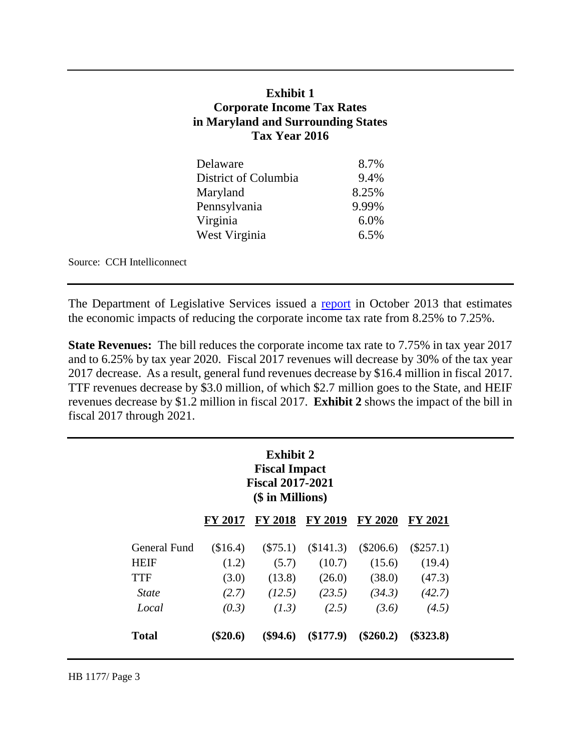**Exhibit 1**
**Corporate Income Tax Rates**
**in Maryland and Surrounding States**
**Tax Year 2016**

| | |
|---|---|
| Delaware | 8.7% |
| District of Columbia | 9.4% |
| Maryland | 8.25% |
| Pennsylvania | 9.99% |
| Virginia | 6.0% |
| West Virginia | 6.5% |

Source: CCH Intelliconnect

The Department of Legislative Services issued a report in October 2013 that estimates the economic impacts of reducing the corporate income tax rate from 8.25% to 7.25%.

**State Revenues:** The bill reduces the corporate income tax rate to 7.75% in tax year 2017 and to 6.25% by tax year 2020. Fiscal 2017 revenues will decrease by 30% of the tax year 2017 decrease. As a result, general fund revenues decrease by $16.4 million in fiscal 2017. TTF revenues decrease by $3.0 million, of which $2.7 million goes to the State, and HEIF revenues decrease by $1.2 million in fiscal 2017. **Exhibit 2** shows the impact of the bill in fiscal 2017 through 2021.

**Exhibit 2**
**Fiscal Impact**
**Fiscal 2017-2021**
**($ in Millions)**

| | FY 2017 | FY 2018 | FY 2019 | FY 2020 | FY 2021 |
|---|---|---|---|---|---|
| General Fund | ($16.4) | ($75.1) | ($141.3) | ($206.6) | ($257.1) |
| HEIF | (1.2) | (5.7) | (10.7) | (15.6) | (19.4) |
| TTF | (3.0) | (13.8) | (26.0) | (38.0) | (47.3) |
| *State* | *(2.7)* | *(12.5)* | *(23.5)* | *(34.3)* | *(42.7)* |
| *Local* | *(0.3)* | *(1.3)* | *(2.5)* | *(3.6)* | *(4.5)* |
| **Total** | **($20.6)** | **($94.6)** | **($177.9)** | **($260.2)** | **($323.8)** |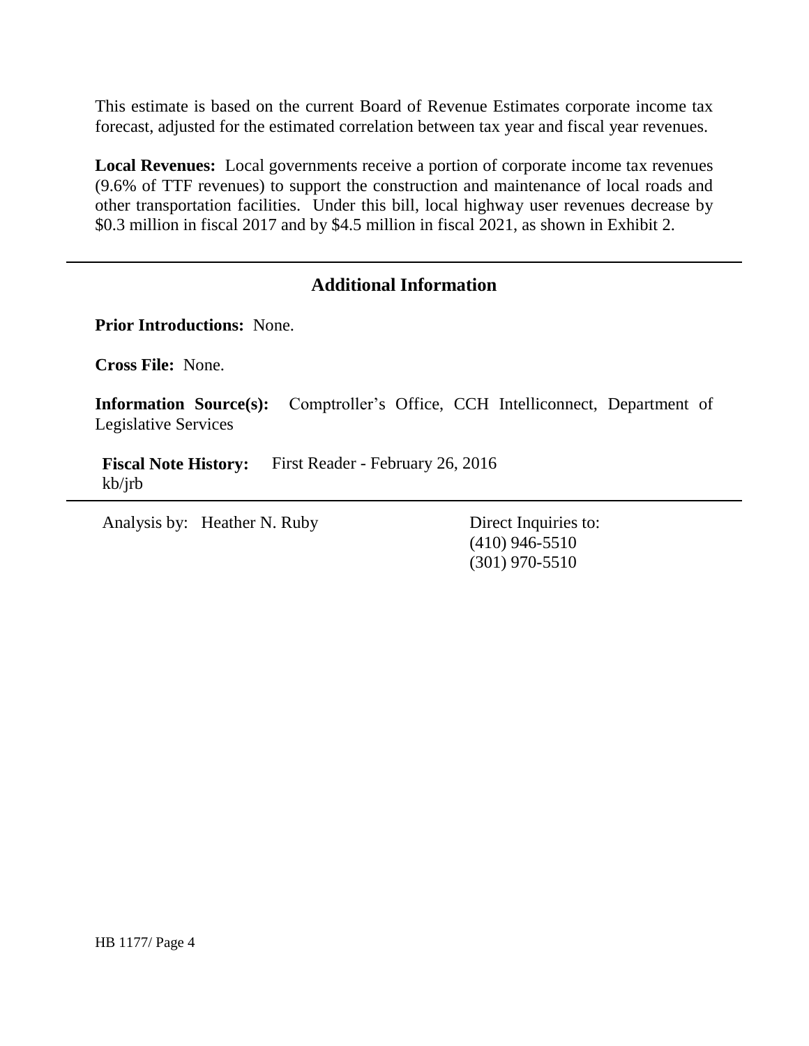This estimate is based on the current Board of Revenue Estimates corporate income tax forecast, adjusted for the estimated correlation between tax year and fiscal year revenues.

**Local Revenues:** Local governments receive a portion of corporate income tax revenues (9.6% of TTF revenues) to support the construction and maintenance of local roads and other transportation facilities. Under this bill, local highway user revenues decrease by \$0.3 million in fiscal 2017 and by \$4.5 million in fiscal 2021, as shown in Exhibit 2.

## Additional Information

**Prior Introductions:** None.

**Cross File:** None.

**Information Source(s):** Comptroller's Office, CCH Intelliconnect, Department of Legislative Services

**Fiscal Note History:** First Reader - February 26, 2016
kb/jrb

Analysis by: Heather N. Ruby

Direct Inquiries to:
(410) 946-5510
(301) 970-5510